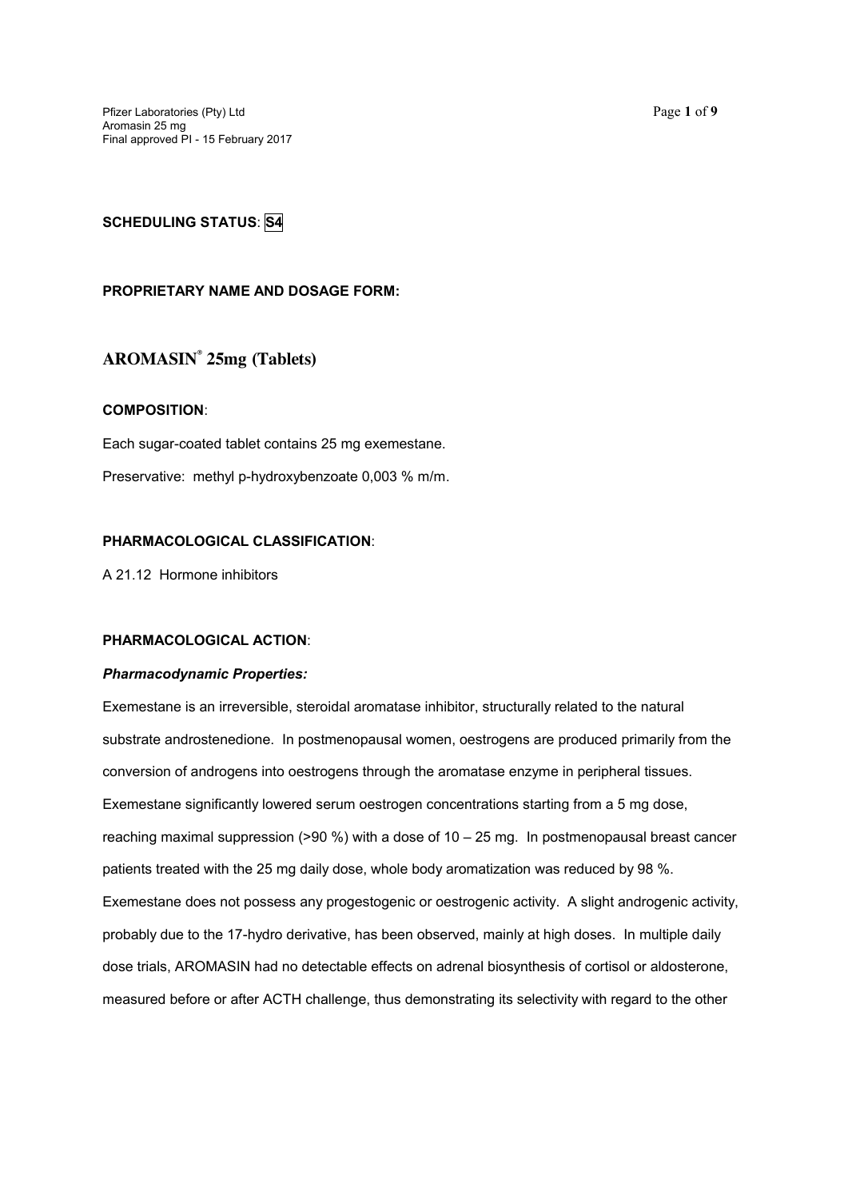**SCHEDULING STATUS**: S4

**PROPRIETARY NAME AND DOSAGE FORM:**

# AROMASIN® 25mg (Tablets)

**COMPOSITION**:

Each sugar-coated tablet contains 25 mg exemestane.

Preservative: methyl p-hydroxybenzoate 0,003 % m/m.

**PHARMACOLOGICAL CLASSIFICATION**:

A 21.12 Hormone inhibitors

**PHARMACOLOGICAL ACTION**:

***Pharmacodynamic Properties:***

Exemestane is an irreversible, steroidal aromatase inhibitor, structurally related to the natural substrate androstenedione. In postmenopausal women, oestrogens are produced primarily from the conversion of androgens into oestrogens through the aromatase enzyme in peripheral tissues. Exemestane significantly lowered serum oestrogen concentrations starting from a 5 mg dose, reaching maximal suppression (>90 %) with a dose of 10 – 25 mg. In postmenopausal breast cancer patients treated with the 25 mg daily dose, whole body aromatization was reduced by 98 %. Exemestane does not possess any progestogenic or oestrogenic activity. A slight androgenic activity, probably due to the 17-hydro derivative, has been observed, mainly at high doses. In multiple daily dose trials, AROMASIN had no detectable effects on adrenal biosynthesis of cortisol or aldosterone, measured before or after ACTH challenge, thus demonstrating its selectivity with regard to the other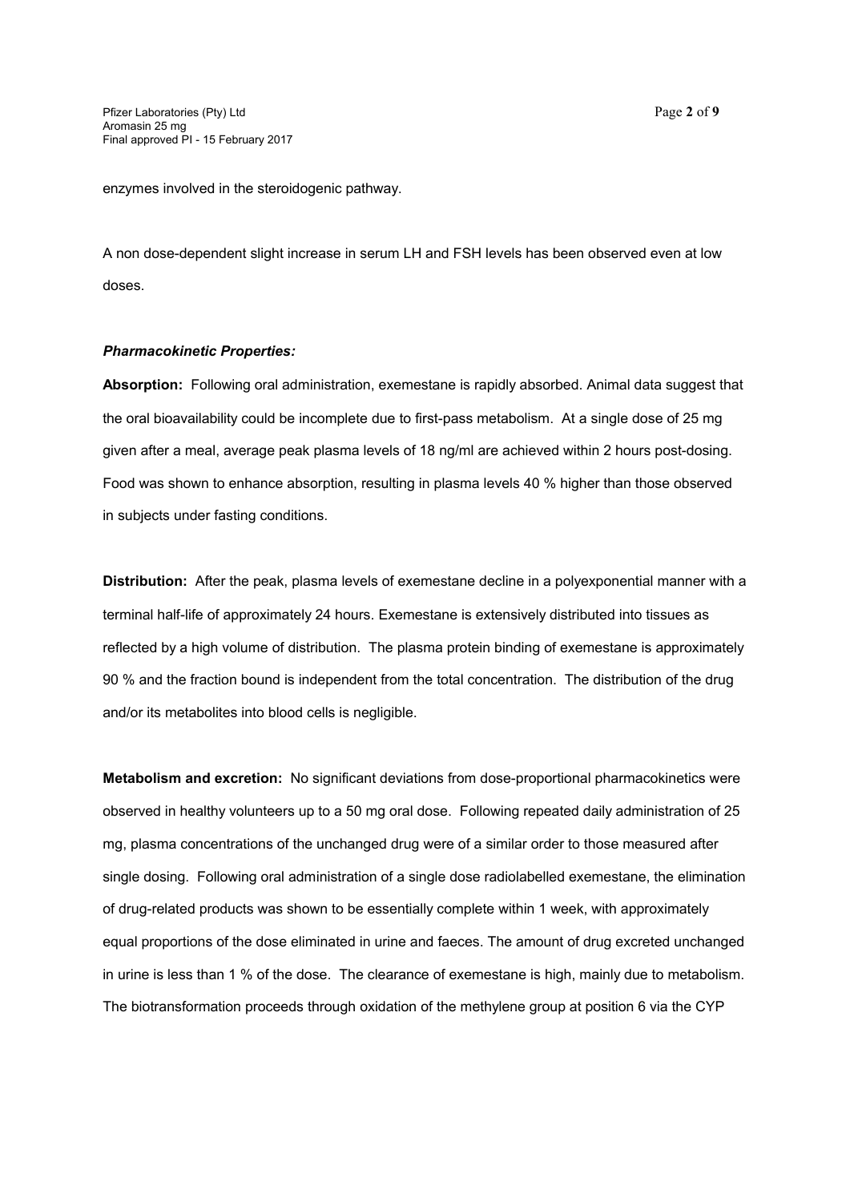enzymes involved in the steroidogenic pathway.

A non dose-dependent slight increase in serum LH and FSH levels has been observed even at low doses.

***Pharmacokinetic Properties:***

**Absorption:** Following oral administration, exemestane is rapidly absorbed. Animal data suggest that the oral bioavailability could be incomplete due to first-pass metabolism. At a single dose of 25 mg given after a meal, average peak plasma levels of 18 ng/ml are achieved within 2 hours post-dosing. Food was shown to enhance absorption, resulting in plasma levels 40 % higher than those observed in subjects under fasting conditions.

**Distribution:** After the peak, plasma levels of exemestane decline in a polyexponential manner with a terminal half-life of approximately 24 hours. Exemestane is extensively distributed into tissues as reflected by a high volume of distribution. The plasma protein binding of exemestane is approximately 90 % and the fraction bound is independent from the total concentration. The distribution of the drug and/or its metabolites into blood cells is negligible.

**Metabolism and excretion:** No significant deviations from dose-proportional pharmacokinetics were observed in healthy volunteers up to a 50 mg oral dose. Following repeated daily administration of 25 mg, plasma concentrations of the unchanged drug were of a similar order to those measured after single dosing. Following oral administration of a single dose radiolabelled exemestane, the elimination of drug-related products was shown to be essentially complete within 1 week, with approximately equal proportions of the dose eliminated in urine and faeces. The amount of drug excreted unchanged in urine is less than 1 % of the dose. The clearance of exemestane is high, mainly due to metabolism. The biotransformation proceeds through oxidation of the methylene group at position 6 via the CYP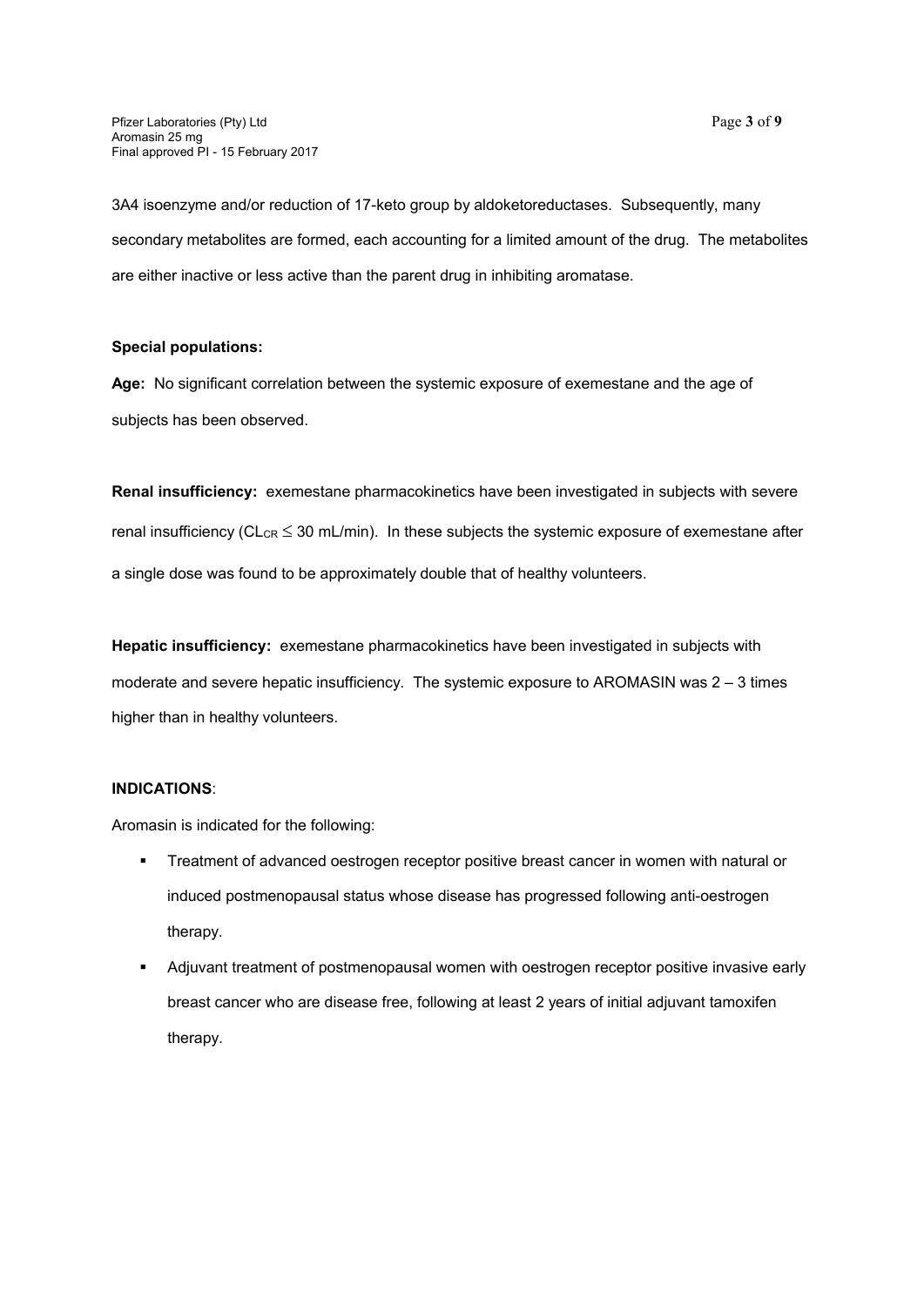3A4 isoenzyme and/or reduction of 17-keto group by aldoketoreductases. Subsequently, many secondary metabolites are formed, each accounting for a limited amount of the drug. The metabolites are either inactive or less active than the parent drug in inhibiting aromatase.

**Special populations:**

**Age:** No significant correlation between the systemic exposure of exemestane and the age of subjects has been observed.

**Renal insufficiency:** exemestane pharmacokinetics have been investigated in subjects with severe renal insufficiency ($CL_{CR} \leq 30$ mL/min). In these subjects the systemic exposure of exemestane after a single dose was found to be approximately double that of healthy volunteers.

**Hepatic insufficiency:** exemestane pharmacokinetics have been investigated in subjects with moderate and severe hepatic insufficiency. The systemic exposure to AROMASIN was 2 – 3 times higher than in healthy volunteers.

**INDICATIONS**:

Aromasin is indicated for the following:

- Treatment of advanced oestrogen receptor positive breast cancer in women with natural or induced postmenopausal status whose disease has progressed following anti-oestrogen therapy.
- Adjuvant treatment of postmenopausal women with oestrogen receptor positive invasive early breast cancer who are disease free, following at least 2 years of initial adjuvant tamoxifen therapy.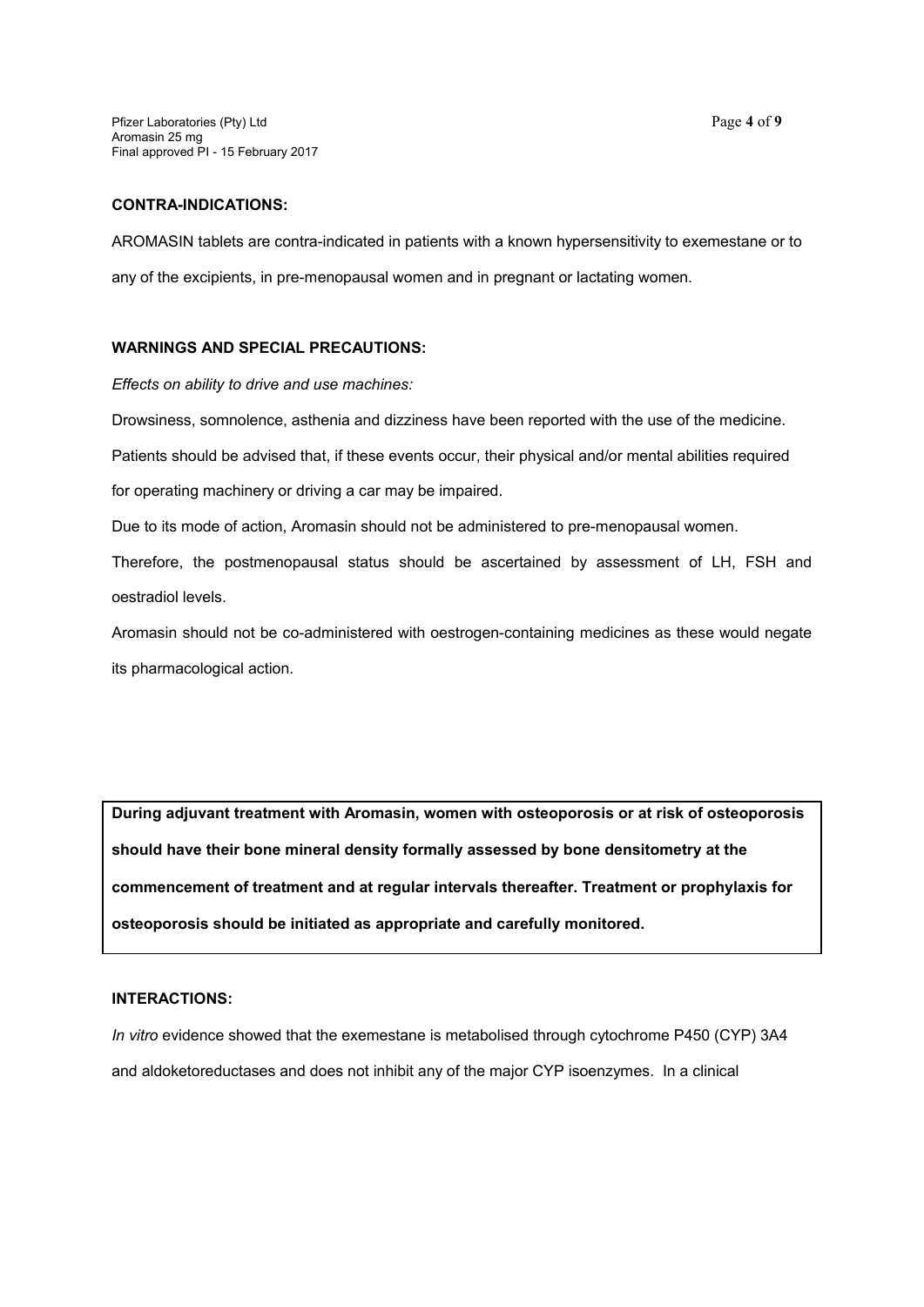## CONTRA-INDICATIONS:

AROMASIN tablets are contra-indicated in patients with a known hypersensitivity to exemestane or to any of the excipients, in pre-menopausal women and in pregnant or lactating women.

## WARNINGS AND SPECIAL PRECAUTIONS:

*Effects on ability to drive and use machines:*

Drowsiness, somnolence, asthenia and dizziness have been reported with the use of the medicine. Patients should be advised that, if these events occur, their physical and/or mental abilities required for operating machinery or driving a car may be impaired.

Due to its mode of action, Aromasin should not be administered to pre-menopausal women.

Therefore, the postmenopausal status should be ascertained by assessment of LH, FSH and oestradiol levels.

Aromasin should not be co-administered with oestrogen-containing medicines as these would negate its pharmacological action.

**During adjuvant treatment with Aromasin, women with osteoporosis or at risk of osteoporosis should have their bone mineral density formally assessed by bone densitometry at the commencement of treatment and at regular intervals thereafter. Treatment or prophylaxis for osteoporosis should be initiated as appropriate and carefully monitored.**

## INTERACTIONS:

*In vitro* evidence showed that the exemestane is metabolised through cytochrome P450 (CYP) 3A4 and aldoketoreductases and does not inhibit any of the major CYP isoenzymes. In a clinical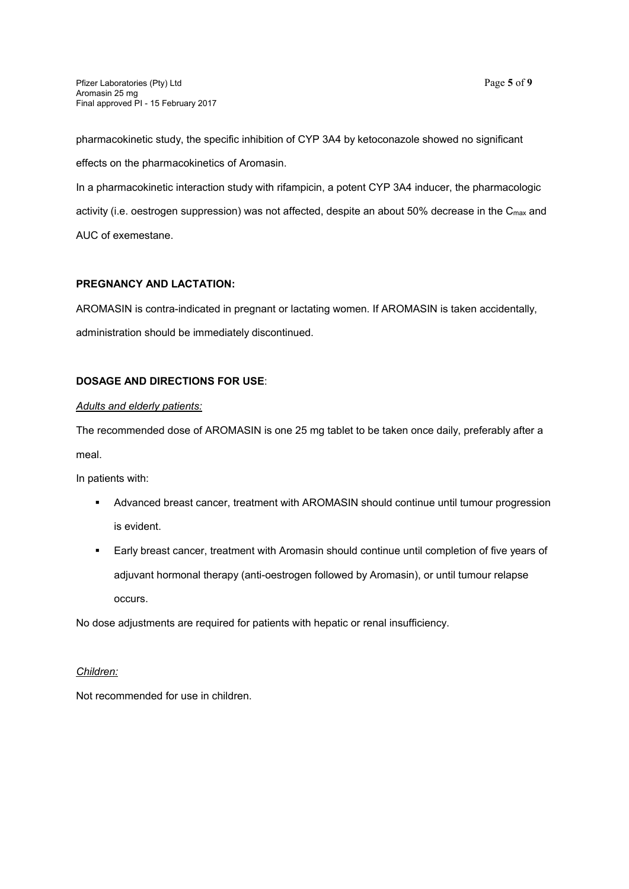pharmacokinetic study, the specific inhibition of CYP 3A4 by ketoconazole showed no significant effects on the pharmacokinetics of Aromasin.

In a pharmacokinetic interaction study with rifampicin, a potent CYP 3A4 inducer, the pharmacologic activity (i.e. oestrogen suppression) was not affected, despite an about 50% decrease in the $C_{max}$ and AUC of exemestane.

**PREGNANCY AND LACTATION:**

AROMASIN is contra-indicated in pregnant or lactating women. If AROMASIN is taken accidentally, administration should be immediately discontinued.

**DOSAGE AND DIRECTIONS FOR USE**:

*Adults and elderly patients:*

The recommended dose of AROMASIN is one 25 mg tablet to be taken once daily, preferably after a meal.

In patients with:

- Advanced breast cancer, treatment with AROMASIN should continue until tumour progression is evident.
- Early breast cancer, treatment with Aromasin should continue until completion of five years of adjuvant hormonal therapy (anti-oestrogen followed by Aromasin), or until tumour relapse occurs.

No dose adjustments are required for patients with hepatic or renal insufficiency.

*Children:*

Not recommended for use in children.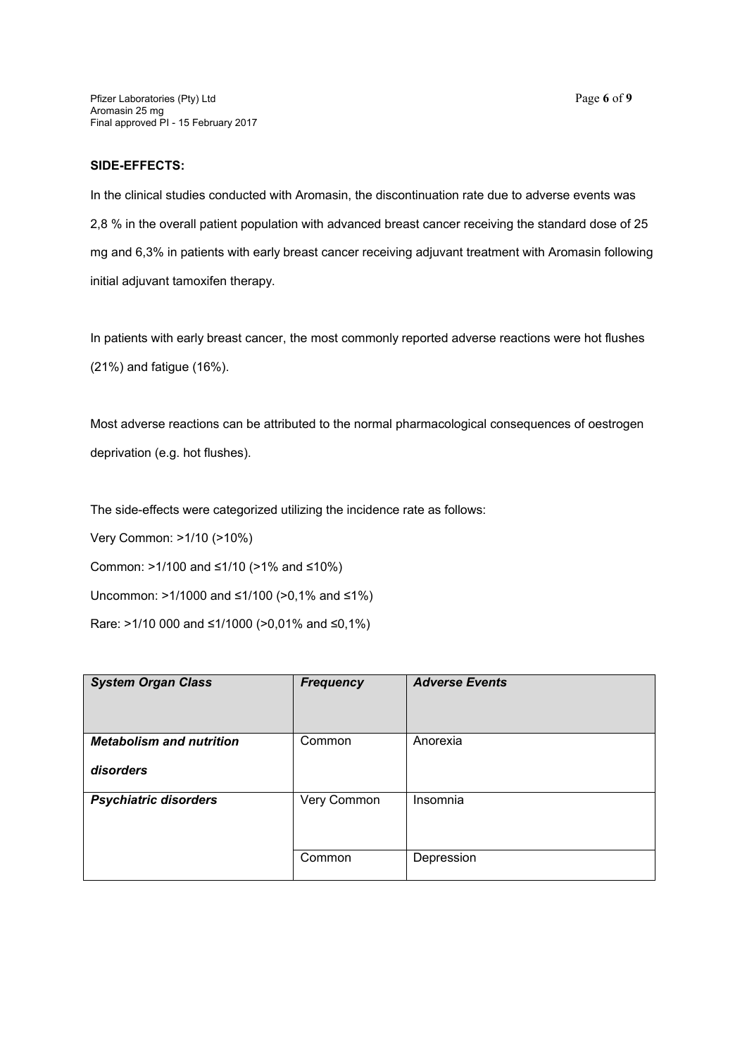**SIDE-EFFECTS:**

In the clinical studies conducted with Aromasin, the discontinuation rate due to adverse events was 2,8 % in the overall patient population with advanced breast cancer receiving the standard dose of 25 mg and 6,3% in patients with early breast cancer receiving adjuvant treatment with Aromasin following initial adjuvant tamoxifen therapy.

In patients with early breast cancer, the most commonly reported adverse reactions were hot flushes (21%) and fatigue (16%).

Most adverse reactions can be attributed to the normal pharmacological consequences of oestrogen deprivation (e.g. hot flushes).

The side-effects were categorized utilizing the incidence rate as follows:

Very Common: >1/10 (>10%)

Common: >1/100 and ≤1/10 (>1% and ≤10%)

Uncommon: >1/1000 and ≤1/100 (>0,1% and ≤1%)

Rare: >1/10 000 and ≤1/1000 (>0,01% and ≤0,1%)

| ***System Organ Class*** | ***Frequency*** | ***Adverse Events*** |
|---|---|---|
| ***Metabolism and nutrition disorders*** | Common | Anorexia |
| ***Psychiatric disorders*** | Very Common | Insomnia |
| | Common | Depression |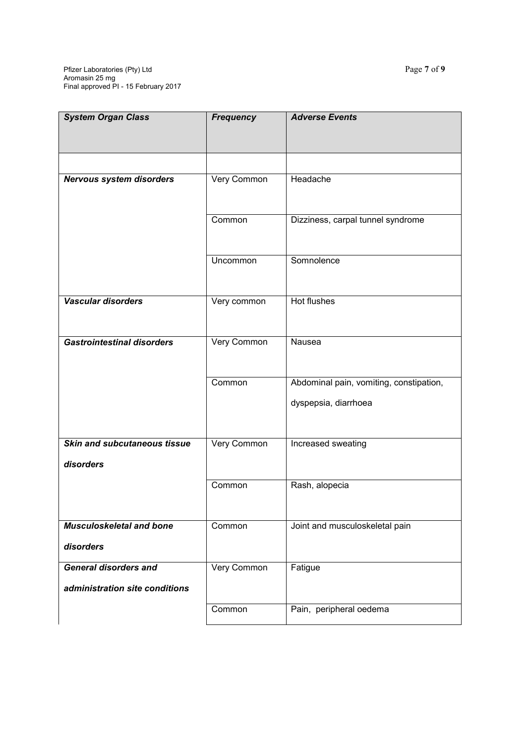| ***System Organ Class*** | ***Frequency*** | ***Adverse Events*** |
|---|---|---|
| | | |
| ***Nervous system disorders*** | Very Common | Headache |
| | Common | Dizziness, carpal tunnel syndrome |
| | Uncommon | Somnolence |
| ***Vascular disorders*** | Very common | Hot flushes |
| ***Gastrointestinal disorders*** | Very Common | Nausea |
| | Common | Abdominal pain, vomiting, constipation, dyspepsia, diarrhoea |
| ***Skin and subcutaneous tissue disorders*** | Very Common | Increased sweating |
| | Common | Rash, alopecia |
| ***Musculoskeletal and bone disorders*** | Common | Joint and musculoskeletal pain |
| ***General disorders and administration site conditions*** | Very Common | Fatigue |
| | Common | Pain, peripheral oedema |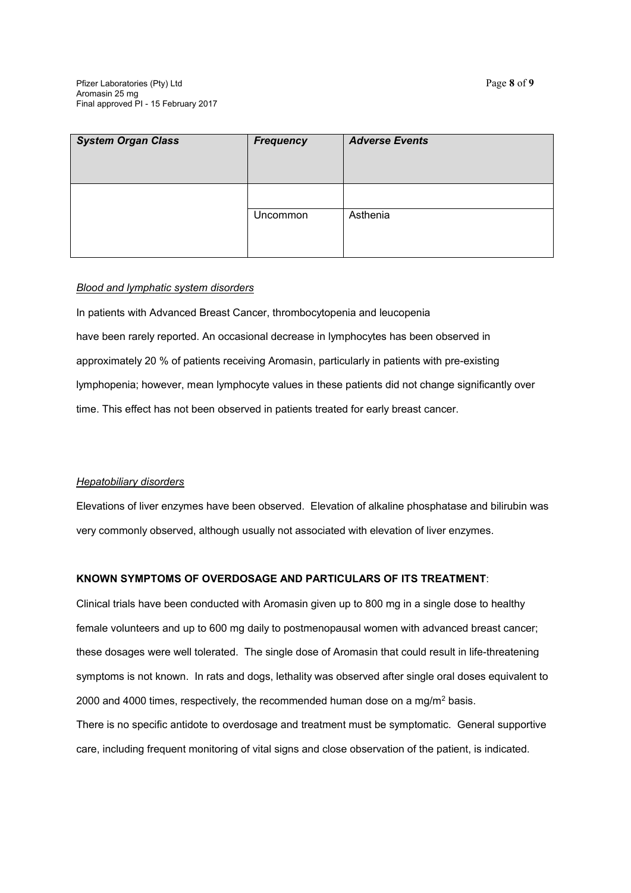| *System Organ Class* | *Frequency* | *Adverse Events* |
|---|---|---|
| | | |
| | Uncommon | Asthenia |

*Blood and lymphatic system disorders*

In patients with Advanced Breast Cancer, thrombocytopenia and leucopenia have been rarely reported. An occasional decrease in lymphocytes has been observed in approximately 20 % of patients receiving Aromasin, particularly in patients with pre-existing lymphopenia; however, mean lymphocyte values in these patients did not change significantly over time. This effect has not been observed in patients treated for early breast cancer.

*Hepatobiliary disorders*

Elevations of liver enzymes have been observed. Elevation of alkaline phosphatase and bilirubin was very commonly observed, although usually not associated with elevation of liver enzymes.

**KNOWN SYMPTOMS OF OVERDOSAGE AND PARTICULARS OF ITS TREATMENT**:

Clinical trials have been conducted with Aromasin given up to 800 mg in a single dose to healthy female volunteers and up to 600 mg daily to postmenopausal women with advanced breast cancer; these dosages were well tolerated. The single dose of Aromasin that could result in life-threatening symptoms is not known. In rats and dogs, lethality was observed after single oral doses equivalent to 2000 and 4000 times, respectively, the recommended human dose on a $mg/m^2$ basis.

There is no specific antidote to overdosage and treatment must be symptomatic. General supportive care, including frequent monitoring of vital signs and close observation of the patient, is indicated.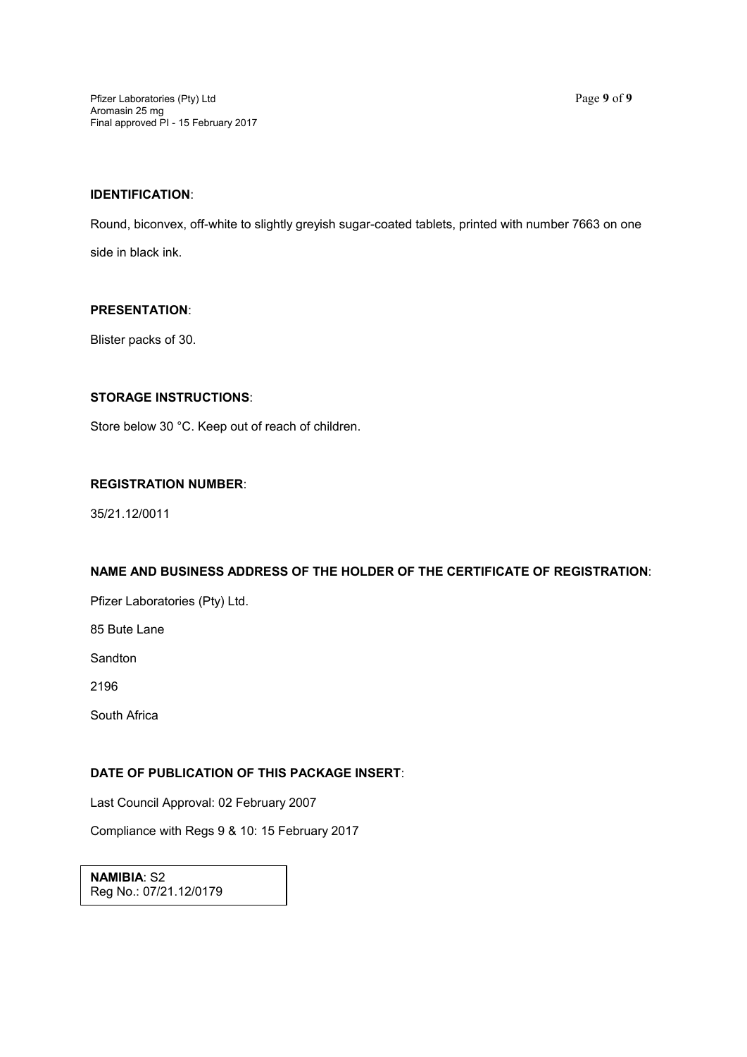**IDENTIFICATION**:

Round, biconvex, off-white to slightly greyish sugar-coated tablets, printed with number 7663 on one side in black ink.

**PRESENTATION**:

Blister packs of 30.

**STORAGE INSTRUCTIONS**:

Store below 30 °C. Keep out of reach of children.

**REGISTRATION NUMBER**:

35/21.12/0011

**NAME AND BUSINESS ADDRESS OF THE HOLDER OF THE CERTIFICATE OF REGISTRATION**:

Pfizer Laboratories (Pty) Ltd.

85 Bute Lane

Sandton

2196

South Africa

**DATE OF PUBLICATION OF THIS PACKAGE INSERT**:

Last Council Approval: 02 February 2007

Compliance with Regs 9 & 10: 15 February 2017

**NAMIBIA**: S2
Reg No.: 07/21.12/0179